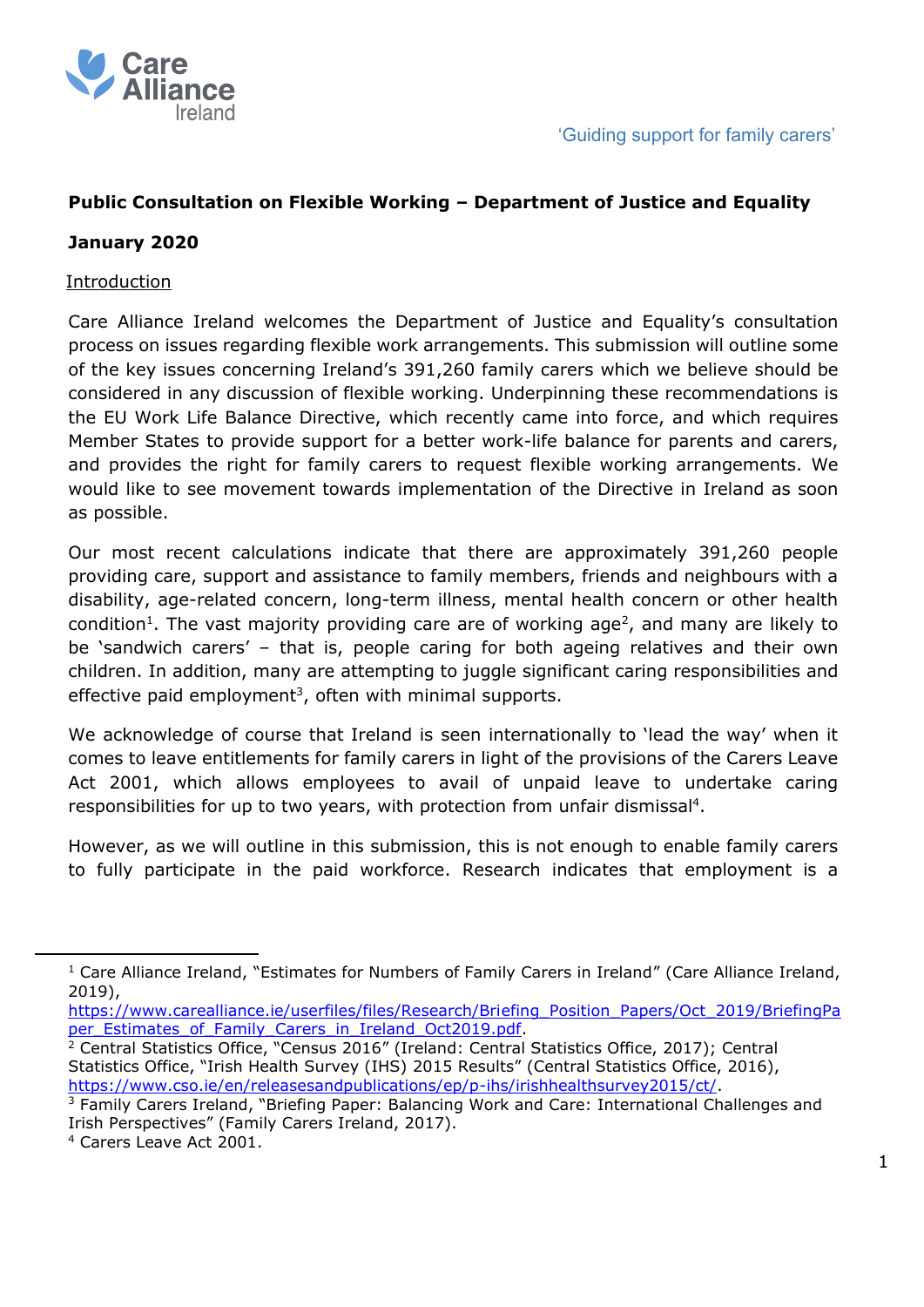'Guiding support for family carers'

**Public Consultation on Flexible Working – Department of Justice and Equality**

**January 2020**

## Introduction

Care Alliance Ireland welcomes the Department of Justice and Equality's consultation process on issues regarding flexible work arrangements. This submission will outline some of the key issues concerning Ireland's 391,260 family carers which we believe should be considered in any discussion of flexible working. Underpinning these recommendations is the EU Work Life Balance Directive, which recently came into force, and which requires Member States to provide support for a better work-life balance for parents and carers, and provides the right for family carers to request flexible working arrangements. We would like to see movement towards implementation of the Directive in Ireland as soon as possible.

Our most recent calculations indicate that there are approximately 391,260 people providing care, support and assistance to family members, friends and neighbours with a disability, age-related concern, long-term illness, mental health concern or other health condition[1]. The vast majority providing care are of working age[2], and many are likely to be 'sandwich carers' – that is, people caring for both ageing relatives and their own children. In addition, many are attempting to juggle significant caring responsibilities and effective paid employment[3], often with minimal supports.

We acknowledge of course that Ireland is seen internationally to 'lead the way' when it comes to leave entitlements for family carers in light of the provisions of the Carers Leave Act 2001, which allows employees to avail of unpaid leave to undertake caring responsibilities for up to two years, with protection from unfair dismissal[4].

However, as we will outline in this submission, this is not enough to enable family carers to fully participate in the paid workforce. Research indicates that employment is a

---

[1] Care Alliance Ireland, "Estimates for Numbers of Family Carers in Ireland" (Care Alliance Ireland, 2019), https://www.carealliance.ie/userfiles/files/Research/Briefing_Position_Papers/Oct_2019/BriefingPaper_Estimates_of_Family_Carers_in_Ireland_Oct2019.pdf.

[2] Central Statistics Office, "Census 2016" (Ireland: Central Statistics Office, 2017); Central Statistics Office, "Irish Health Survey (IHS) 2015 Results" (Central Statistics Office, 2016), https://www.cso.ie/en/releasesandpublications/ep/p-ihs/irishhealthsurvey2015/ct/.

[3] Family Carers Ireland, "Briefing Paper: Balancing Work and Care: International Challenges and Irish Perspectives" (Family Carers Ireland, 2017).

[4] Carers Leave Act 2001.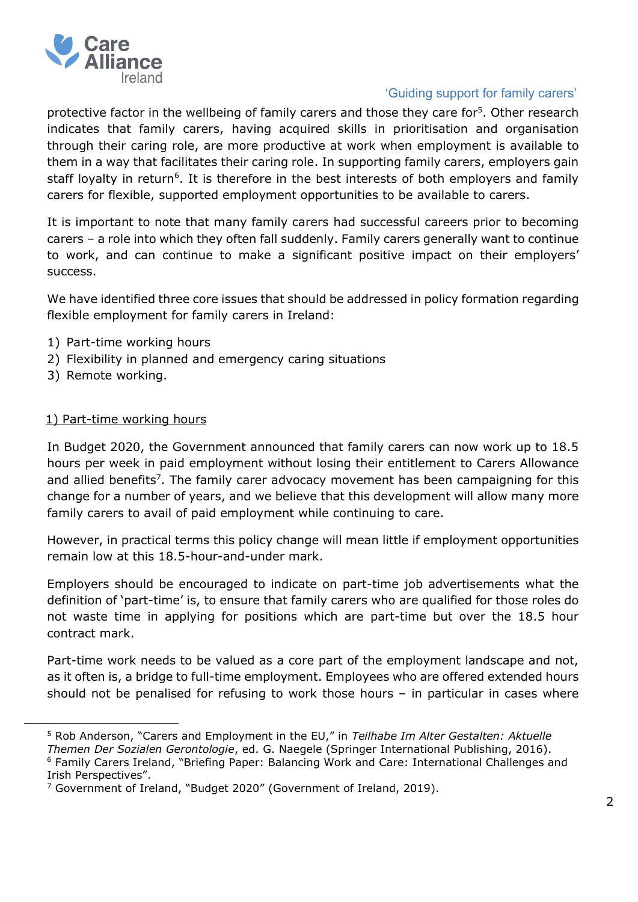protective factor in the wellbeing of family carers and those they care for[5]. Other research indicates that family carers, having acquired skills in prioritisation and organisation through their caring role, are more productive at work when employment is available to them in a way that facilitates their caring role. In supporting family carers, employers gain staff loyalty in return[6]. It is therefore in the best interests of both employers and family carers for flexible, supported employment opportunities to be available to carers.

It is important to note that many family carers had successful careers prior to becoming carers – a role into which they often fall suddenly. Family carers generally want to continue to work, and can continue to make a significant positive impact on their employers' success.

We have identified three core issues that should be addressed in policy formation regarding flexible employment for family carers in Ireland:

1) Part-time working hours
2) Flexibility in planned and emergency caring situations
3) Remote working.

## 1) Part-time working hours

In Budget 2020, the Government announced that family carers can now work up to 18.5 hours per week in paid employment without losing their entitlement to Carers Allowance and allied benefits[7]. The family carer advocacy movement has been campaigning for this change for a number of years, and we believe that this development will allow many more family carers to avail of paid employment while continuing to care.

However, in practical terms this policy change will mean little if employment opportunities remain low at this 18.5-hour-and-under mark.

Employers should be encouraged to indicate on part-time job advertisements what the definition of 'part-time' is, to ensure that family carers who are qualified for those roles do not waste time in applying for positions which are part-time but over the 18.5 hour contract mark.

Part-time work needs to be valued as a core part of the employment landscape and not, as it often is, a bridge to full-time employment. Employees who are offered extended hours should not be penalised for refusing to work those hours – in particular in cases where

---

[5] Rob Anderson, "Carers and Employment in the EU," in *Teilhabe Im Alter Gestalten: Aktuelle Themen Der Sozialen Gerontologie*, ed. G. Naegele (Springer International Publishing, 2016).

[6] Family Carers Ireland, "Briefing Paper: Balancing Work and Care: International Challenges and Irish Perspectives".

[7] Government of Ireland, "Budget 2020" (Government of Ireland, 2019).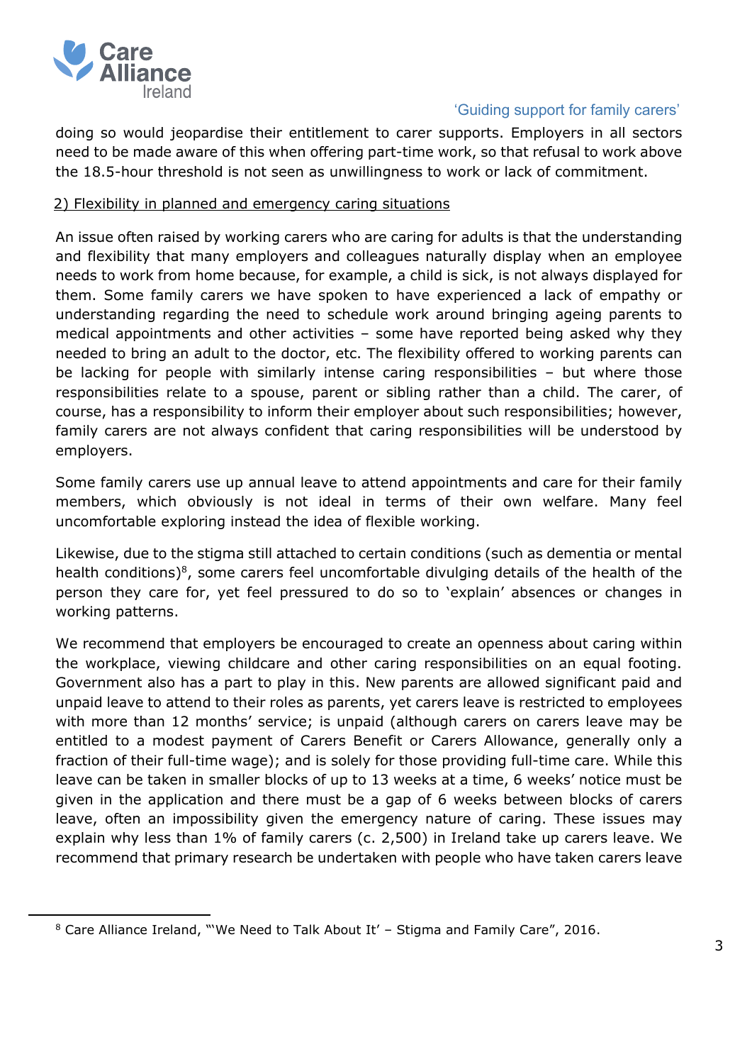doing so would jeopardise their entitlement to carer supports. Employers in all sectors need to be made aware of this when offering part-time work, so that refusal to work above the 18.5-hour threshold is not seen as unwillingness to work or lack of commitment.

2) Flexibility in planned and emergency caring situations

An issue often raised by working carers who are caring for adults is that the understanding and flexibility that many employers and colleagues naturally display when an employee needs to work from home because, for example, a child is sick, is not always displayed for them. Some family carers we have spoken to have experienced a lack of empathy or understanding regarding the need to schedule work around bringing ageing parents to medical appointments and other activities – some have reported being asked why they needed to bring an adult to the doctor, etc. The flexibility offered to working parents can be lacking for people with similarly intense caring responsibilities – but where those responsibilities relate to a spouse, parent or sibling rather than a child. The carer, of course, has a responsibility to inform their employer about such responsibilities; however, family carers are not always confident that caring responsibilities will be understood by employers.

Some family carers use up annual leave to attend appointments and care for their family members, which obviously is not ideal in terms of their own welfare. Many feel uncomfortable exploring instead the idea of flexible working.

Likewise, due to the stigma still attached to certain conditions (such as dementia or mental health conditions)[8], some carers feel uncomfortable divulging details of the health of the person they care for, yet feel pressured to do so to 'explain' absences or changes in working patterns.

We recommend that employers be encouraged to create an openness about caring within the workplace, viewing childcare and other caring responsibilities on an equal footing. Government also has a part to play in this. New parents are allowed significant paid and unpaid leave to attend to their roles as parents, yet carers leave is restricted to employees with more than 12 months' service; is unpaid (although carers on carers leave may be entitled to a modest payment of Carers Benefit or Carers Allowance, generally only a fraction of their full-time wage); and is solely for those providing full-time care. While this leave can be taken in smaller blocks of up to 13 weeks at a time, 6 weeks' notice must be given in the application and there must be a gap of 6 weeks between blocks of carers leave, often an impossibility given the emergency nature of caring. These issues may explain why less than 1% of family carers (c. 2,500) in Ireland take up carers leave. We recommend that primary research be undertaken with people who have taken carers leave

---

[8] Care Alliance Ireland, "'We Need to Talk About It' – Stigma and Family Care", 2016.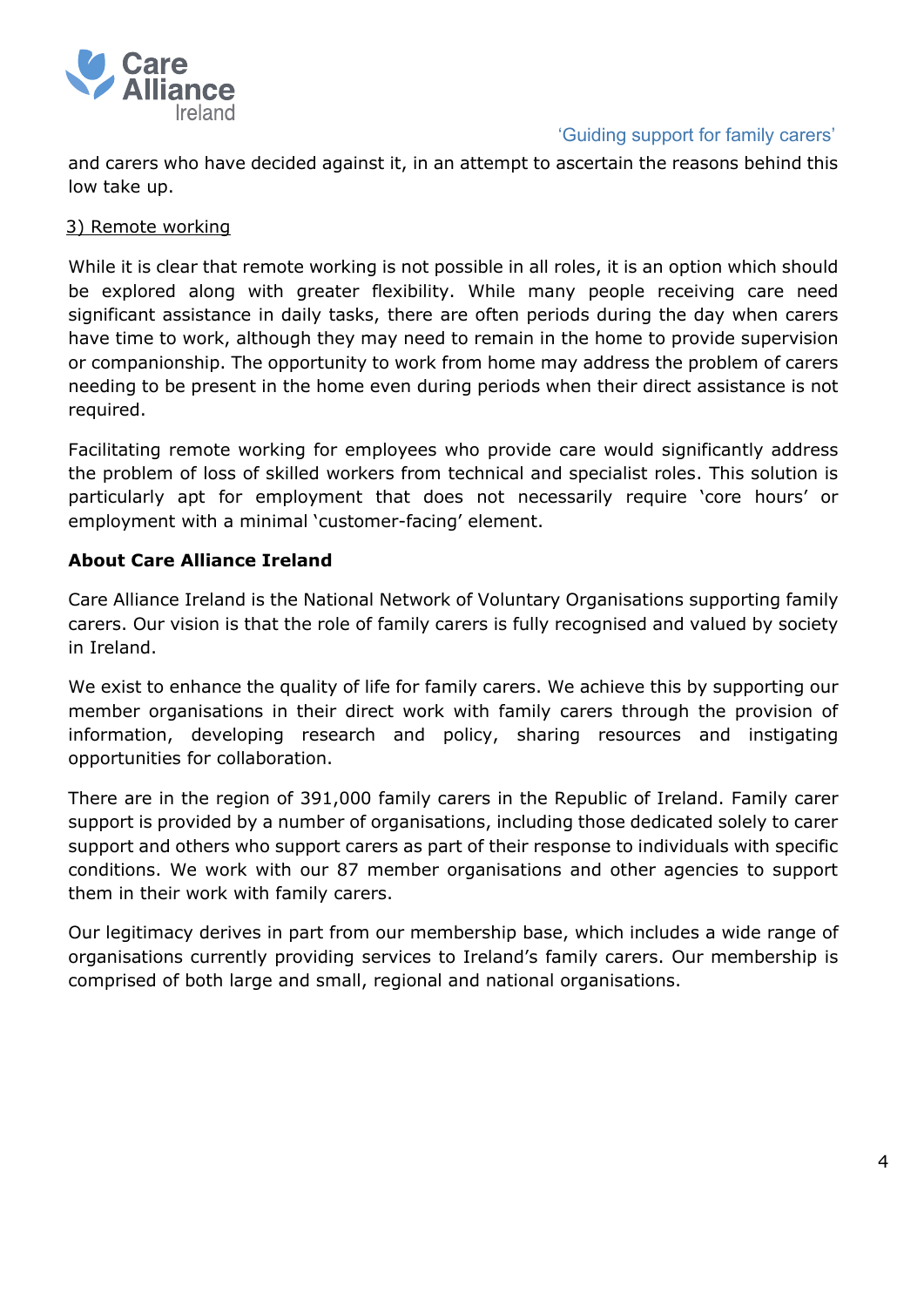and carers who have decided against it, in an attempt to ascertain the reasons behind this low take up.

3) Remote working

While it is clear that remote working is not possible in all roles, it is an option which should be explored along with greater flexibility. While many people receiving care need significant assistance in daily tasks, there are often periods during the day when carers have time to work, although they may need to remain in the home to provide supervision or companionship. The opportunity to work from home may address the problem of carers needing to be present in the home even during periods when their direct assistance is not required.

Facilitating remote working for employees who provide care would significantly address the problem of loss of skilled workers from technical and specialist roles. This solution is particularly apt for employment that does not necessarily require 'core hours' or employment with a minimal 'customer-facing' element.

**About Care Alliance Ireland**

Care Alliance Ireland is the National Network of Voluntary Organisations supporting family carers. Our vision is that the role of family carers is fully recognised and valued by society in Ireland.

We exist to enhance the quality of life for family carers. We achieve this by supporting our member organisations in their direct work with family carers through the provision of information, developing research and policy, sharing resources and instigating opportunities for collaboration.

There are in the region of 391,000 family carers in the Republic of Ireland. Family carer support is provided by a number of organisations, including those dedicated solely to carer support and others who support carers as part of their response to individuals with specific conditions. We work with our 87 member organisations and other agencies to support them in their work with family carers.

Our legitimacy derives in part from our membership base, which includes a wide range of organisations currently providing services to Ireland's family carers. Our membership is comprised of both large and small, regional and national organisations.